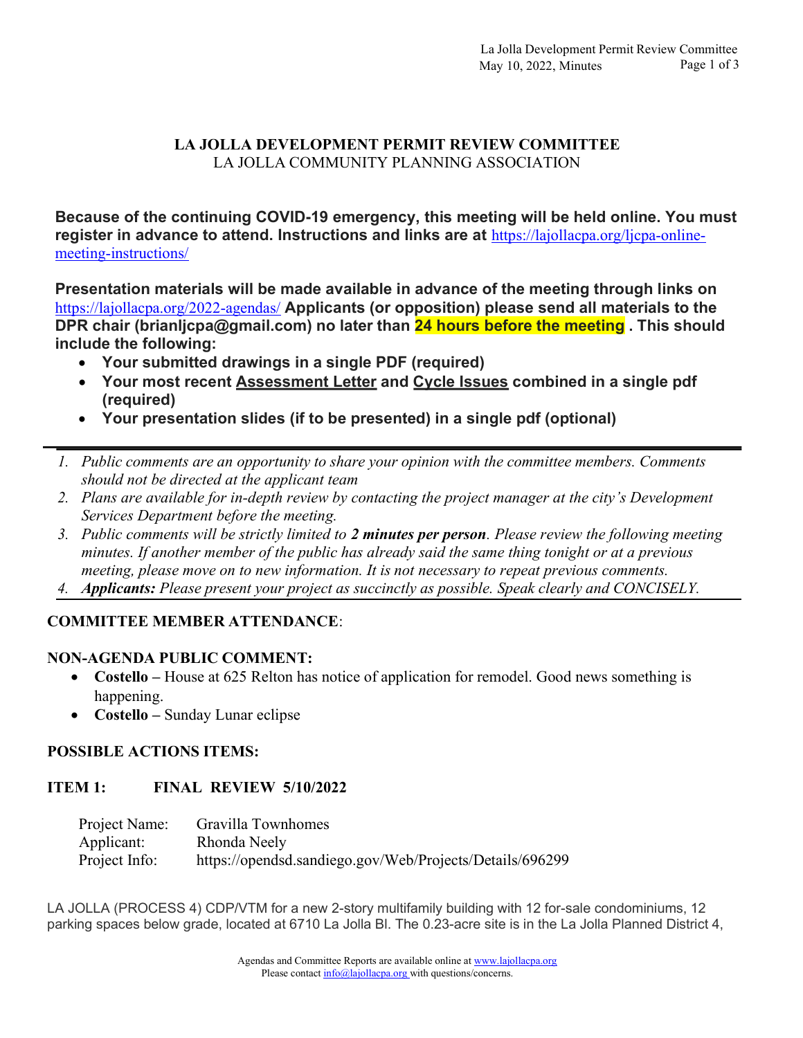## LA JOLLA DEVELOPMENT PERMIT REVIEW COMMITTEE

LA JOLLA COMMUNITY PLANNING ASSOCIATION

**Because of the continuing COVID-19 emergency, this meeting will be held online. You must register in advance to attend. Instructions and links are at** https://lajollacpa.org/ljcpa-online-meeting-instructions/

**Presentation materials will be made available in advance of the meeting through links on** https://lajollacpa.org/2022-agendas/ **Applicants (or opposition) please send all materials to the DPR chair (brianljcpa@gmail.com) no later than 24 hours before the meeting . This should include the following:**

- **Your submitted drawings in a single PDF (required)**
- **Your most recent Assessment Letter and Cycle Issues combined in a single pdf (required)**
- **Your presentation slides (if to be presented) in a single pdf (optional)**

---

1. *Public comments are an opportunity to share your opinion with the committee members. Comments should not be directed at the applicant team*
2. *Plans are available for in-depth review by contacting the project manager at the city's Development Services Department before the meeting.*
3. *Public comments will be strictly limited to* ***2 minutes per person****. Please review the following meeting minutes. If another member of the public has already said the same thing tonight or at a previous meeting, please move on to new information. It is not necessary to repeat previous comments.*
4. ***Applicants:*** *Please present your project as succinctly as possible. Speak clearly and CONCISELY.*

---

**COMMITTEE MEMBER ATTENDANCE**:

**NON-AGENDA PUBLIC COMMENT:**

- **Costello –** House at 625 Relton has notice of application for remodel. Good news something is happening.
- **Costello –** Sunday Lunar eclipse

**POSSIBLE ACTIONS ITEMS:**

**ITEM 1: FINAL REVIEW 5/10/2022**

Project Name: Gravilla Townhomes
Applicant: Rhonda Neely
Project Info: https://opendsd.sandiego.gov/Web/Projects/Details/696299

LA JOLLA (PROCESS 4) CDP/VTM for a new 2-story multifamily building with 12 for-sale condominiums, 12 parking spaces below grade, located at 6710 La Jolla Bl. The 0.23-acre site is in the La Jolla Planned District 4,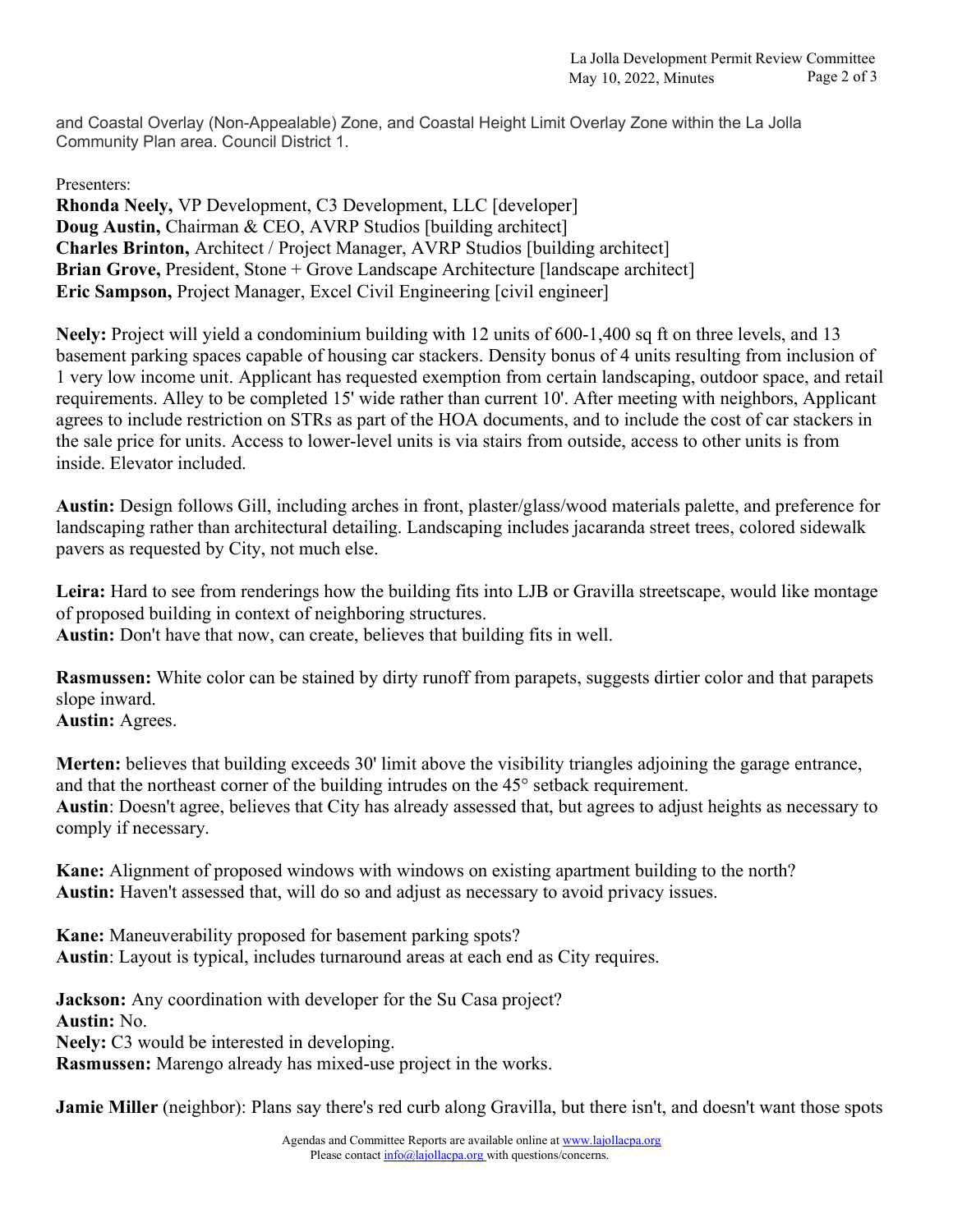and Coastal Overlay (Non-Appealable) Zone, and Coastal Height Limit Overlay Zone within the La Jolla Community Plan area. Council District 1.

Presenters:
**Rhonda Neely,** VP Development, C3 Development, LLC [developer]
**Doug Austin,** Chairman & CEO, AVRP Studios [building architect]
**Charles Brinton,** Architect / Project Manager, AVRP Studios [building architect]
**Brian Grove,** President, Stone + Grove Landscape Architecture [landscape architect]
**Eric Sampson,** Project Manager, Excel Civil Engineering [civil engineer]

**Neely:** Project will yield a condominium building with 12 units of 600-1,400 sq ft on three levels, and 13 basement parking spaces capable of housing car stackers. Density bonus of 4 units resulting from inclusion of 1 very low income unit. Applicant has requested exemption from certain landscaping, outdoor space, and retail requirements. Alley to be completed 15' wide rather than current 10'. After meeting with neighbors, Applicant agrees to include restriction on STRs as part of the HOA documents, and to include the cost of car stackers in the sale price for units. Access to lower-level units is via stairs from outside, access to other units is from inside. Elevator included.

**Austin:** Design follows Gill, including arches in front, plaster/glass/wood materials palette, and preference for landscaping rather than architectural detailing. Landscaping includes jacaranda street trees, colored sidewalk pavers as requested by City, not much else.

**Leira:** Hard to see from renderings how the building fits into LJB or Gravilla streetscape, would like montage of proposed building in context of neighboring structures.
**Austin:** Don't have that now, can create, believes that building fits in well.

**Rasmussen:** White color can be stained by dirty runoff from parapets, suggests dirtier color and that parapets slope inward.
**Austin:** Agrees.

**Merten:** believes that building exceeds 30' limit above the visibility triangles adjoining the garage entrance, and that the northeast corner of the building intrudes on the 45° setback requirement.
**Austin**: Doesn't agree, believes that City has already assessed that, but agrees to adjust heights as necessary to comply if necessary.

**Kane:** Alignment of proposed windows with windows on existing apartment building to the north?
**Austin:** Haven't assessed that, will do so and adjust as necessary to avoid privacy issues.

**Kane:** Maneuverability proposed for basement parking spots?
**Austin**: Layout is typical, includes turnaround areas at each end as City requires.

**Jackson:** Any coordination with developer for the Su Casa project?
**Austin:** No.
**Neely:** C3 would be interested in developing.
**Rasmussen:** Marengo already has mixed-use project in the works.

**Jamie Miller** (neighbor): Plans say there's red curb along Gravilla, but there isn't, and doesn't want those spots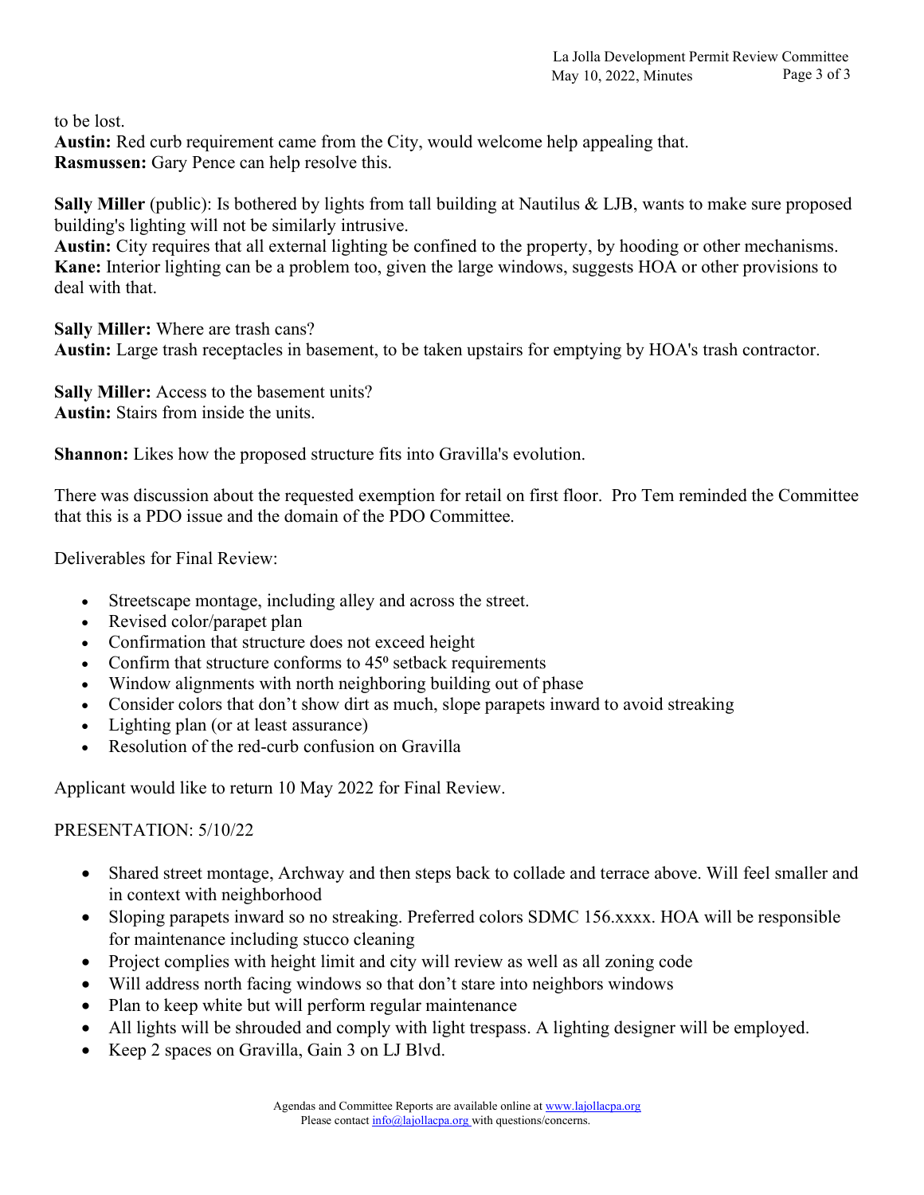to be lost.
**Austin:** Red curb requirement came from the City, would welcome help appealing that.
**Rasmussen:** Gary Pence can help resolve this.

**Sally Miller** (public): Is bothered by lights from tall building at Nautilus & LJB, wants to make sure proposed building's lighting will not be similarly intrusive.
**Austin:** City requires that all external lighting be confined to the property, by hooding or other mechanisms.
**Kane:** Interior lighting can be a problem too, given the large windows, suggests HOA or other provisions to deal with that.

**Sally Miller:** Where are trash cans?
**Austin:** Large trash receptacles in basement, to be taken upstairs for emptying by HOA's trash contractor.

**Sally Miller:** Access to the basement units?
**Austin:** Stairs from inside the units.

**Shannon:** Likes how the proposed structure fits into Gravilla's evolution.

There was discussion about the requested exemption for retail on first floor. Pro Tem reminded the Committee that this is a PDO issue and the domain of the PDO Committee.

Deliverables for Final Review:

- Streetscape montage, including alley and across the street.
- Revised color/parapet plan
- Confirmation that structure does not exceed height
- Confirm that structure conforms to 45º setback requirements
- Window alignments with north neighboring building out of phase
- Consider colors that don't show dirt as much, slope parapets inward to avoid streaking
- Lighting plan (or at least assurance)
- Resolution of the red-curb confusion on Gravilla

Applicant would like to return 10 May 2022 for Final Review.

PRESENTATION: 5/10/22

- Shared street montage, Archway and then steps back to collade and terrace above. Will feel smaller and in context with neighborhood
- Sloping parapets inward so no streaking. Preferred colors SDMC 156.xxxx. HOA will be responsible for maintenance including stucco cleaning
- Project complies with height limit and city will review as well as all zoning code
- Will address north facing windows so that don't stare into neighbors windows
- Plan to keep white but will perform regular maintenance
- All lights will be shrouded and comply with light trespass. A lighting designer will be employed.
- Keep 2 spaces on Gravilla, Gain 3 on LJ Blvd.

Agendas and Committee Reports are available online at www.lajollacpa.org
Please contact info@lajollacpa.org with questions/concerns.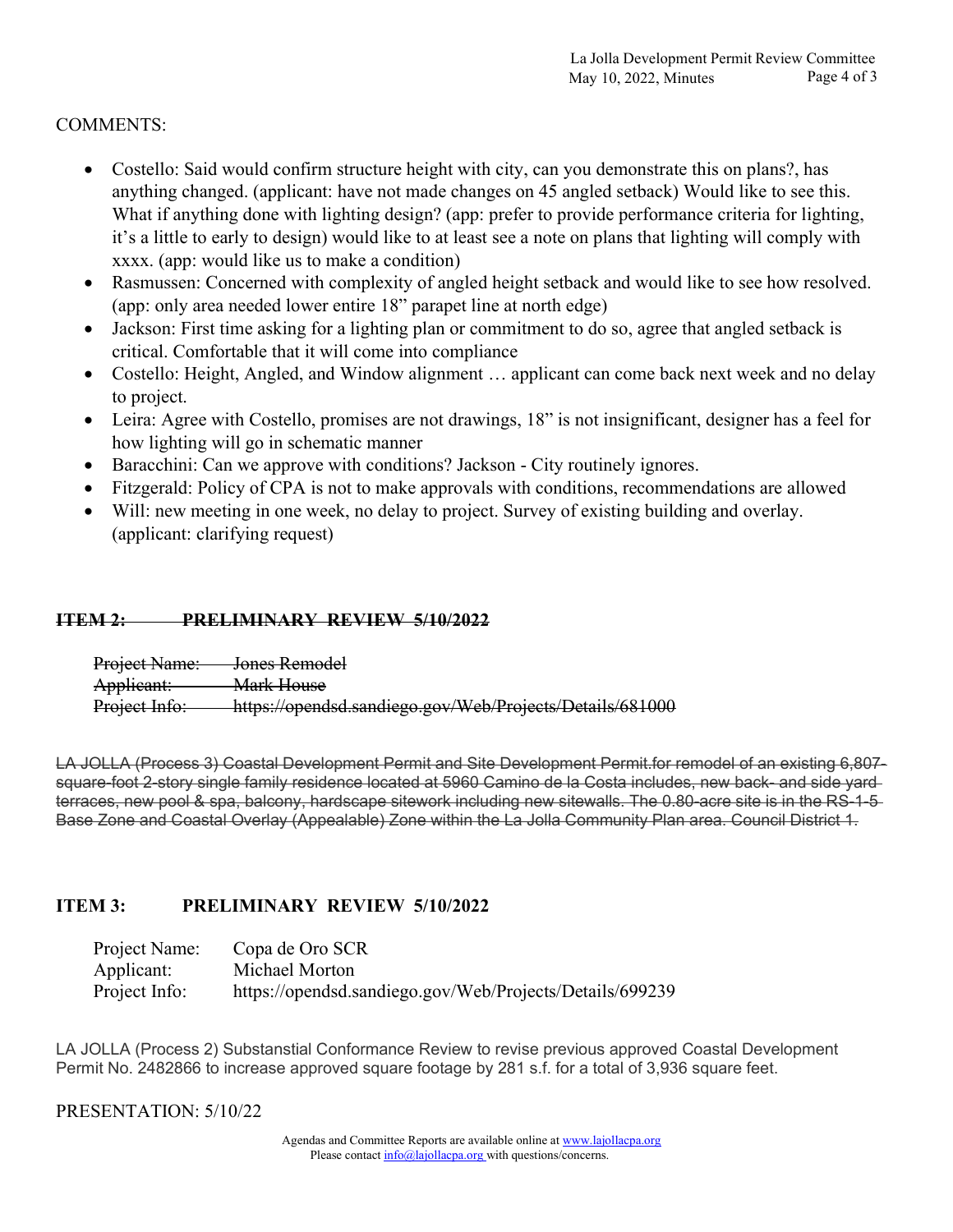COMMENTS:

- Costello: Said would confirm structure height with city, can you demonstrate this on plans?, has anything changed. (applicant: have not made changes on 45 angled setback) Would like to see this. What if anything done with lighting design? (app: prefer to provide performance criteria for lighting, it's a little to early to design) would like to at least see a note on plans that lighting will comply with xxxx. (app: would like us to make a condition)
- Rasmussen: Concerned with complexity of angled height setback and would like to see how resolved. (app: only area needed lower entire 18" parapet line at north edge)
- Jackson: First time asking for a lighting plan or commitment to do so, agree that angled setback is critical. Comfortable that it will come into compliance
- Costello: Height, Angled, and Window alignment … applicant can come back next week and no delay to project.
- Leira: Agree with Costello, promises are not drawings, 18" is not insignificant, designer has a feel for how lighting will go in schematic manner
- Baracchini: Can we approve with conditions? Jackson - City routinely ignores.
- Fitzgerald: Policy of CPA is not to make approvals with conditions, recommendations are allowed
- Will: new meeting in one week, no delay to project. Survey of existing building and overlay. (applicant: clarifying request)

## ~~ITEM 2: PRELIMINARY REVIEW 5/10/2022~~

~~Project Name: Jones Remodel~~
~~Applicant: Mark House~~
~~Project Info: https://opendsd.sandiego.gov/Web/Projects/Details/681000~~

~~LA JOLLA (Process 3) Coastal Development Permit and Site Development Permit.for remodel of an existing 6,807-square-foot 2-story single family residence located at 5960 Camino de la Costa includes, new back- and side yard terraces, new pool & spa, balcony, hardscape sitework including new sitewalls. The 0.80-acre site is in the RS-1-5 Base Zone and Coastal Overlay (Appealable) Zone within the La Jolla Community Plan area. Council District 1.~~

## ITEM 3: PRELIMINARY REVIEW 5/10/2022

Project Name: Copa de Oro SCR
Applicant: Michael Morton
Project Info: https://opendsd.sandiego.gov/Web/Projects/Details/699239

LA JOLLA (Process 2) Substanstial Conformance Review to revise previous approved Coastal Development Permit No. 2482866 to increase approved square footage by 281 s.f. for a total of 3,936 square feet.

PRESENTATION: 5/10/22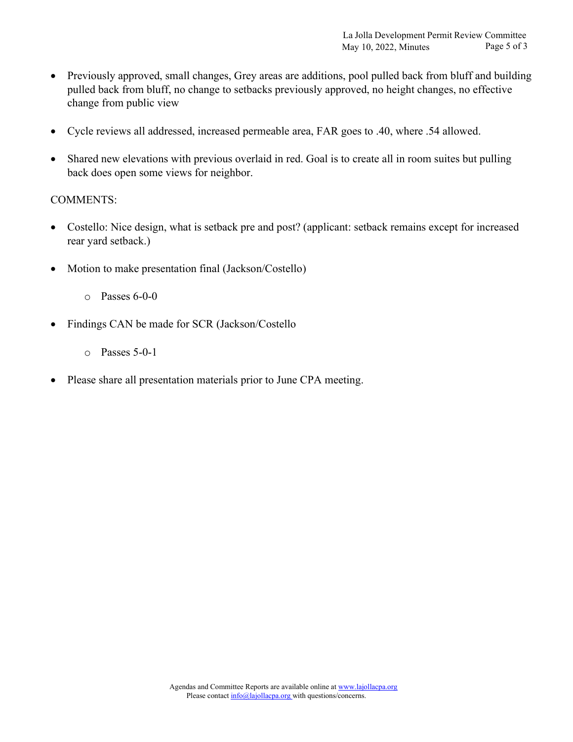- Previously approved, small changes, Grey areas are additions, pool pulled back from bluff and building pulled back from bluff, no change to setbacks previously approved, no height changes, no effective change from public view

- Cycle reviews all addressed, increased permeable area, FAR goes to .40, where .54 allowed.

- Shared new elevations with previous overlaid in red. Goal is to create all in room suites but pulling back does open some views for neighbor.

COMMENTS:

- Costello: Nice design, what is setback pre and post? (applicant: setback remains except for increased rear yard setback.)

- Motion to make presentation final (Jackson/Costello)

  - Passes 6-0-0

- Findings CAN be made for SCR (Jackson/Costello

  - Passes 5-0-1

- Please share all presentation materials prior to June CPA meeting.

Agendas and Committee Reports are available online at www.lajollacpa.org
Please contact info@lajollacpa.org with questions/concerns.